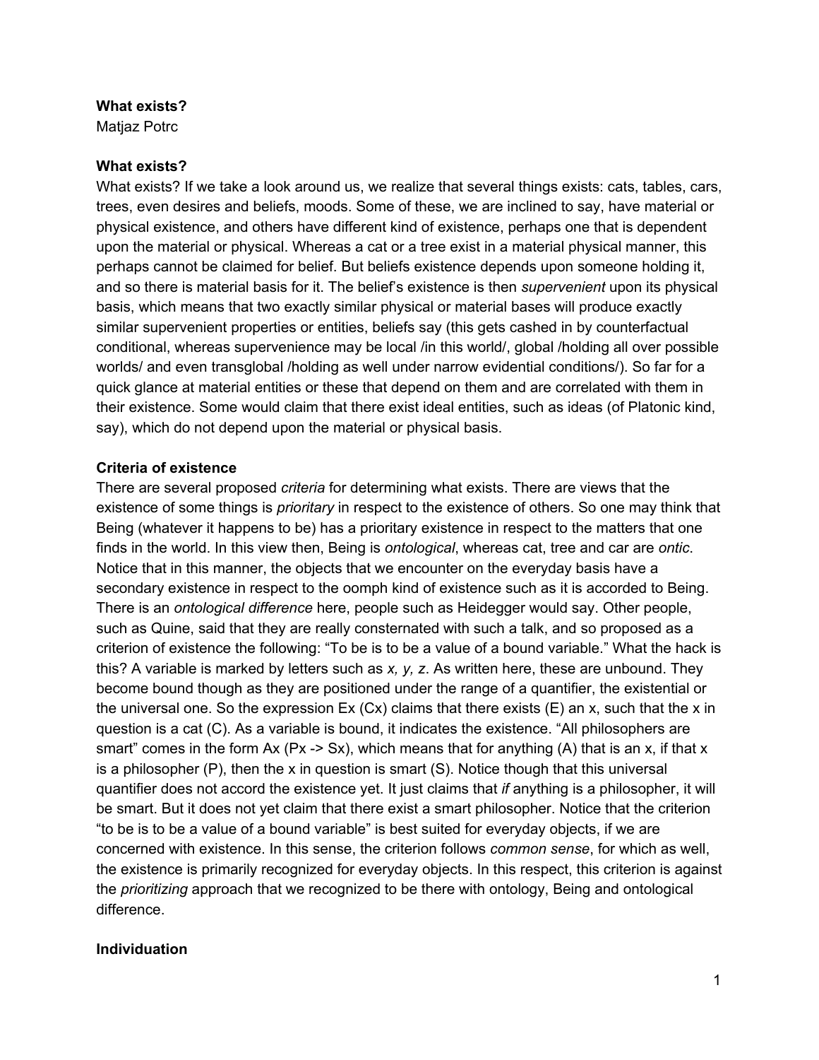**What exists?**

Matjaz Potrc

## What exists?

What exists? If we take a look around us, we realize that several things exists: cats, tables, cars, trees, even desires and beliefs, moods. Some of these, we are inclined to say, have material or physical existence, and others have different kind of existence, perhaps one that is dependent upon the material or physical. Whereas a cat or a tree exist in a material physical manner, this perhaps cannot be claimed for belief. But beliefs existence depends upon someone holding it, and so there is material basis for it. The belief's existence is then *supervenient* upon its physical basis, which means that two exactly similar physical or material bases will produce exactly similar supervenient properties or entities, beliefs say (this gets cashed in by counterfactual conditional, whereas supervenience may be local /in this world/, global /holding all over possible worlds/ and even transglobal /holding as well under narrow evidential conditions/). So far for a quick glance at material entities or these that depend on them and are correlated with them in their existence. Some would claim that there exist ideal entities, such as ideas (of Platonic kind, say), which do not depend upon the material or physical basis.

## Criteria of existence

There are several proposed *criteria* for determining what exists. There are views that the existence of some things is *prioritary* in respect to the existence of others. So one may think that Being (whatever it happens to be) has a prioritary existence in respect to the matters that one finds in the world. In this view then, Being is *ontological*, whereas cat, tree and car are *ontic*. Notice that in this manner, the objects that we encounter on the everyday basis have a secondary existence in respect to the oomph kind of existence such as it is accorded to Being. There is an *ontological difference* here, people such as Heidegger would say. Other people, such as Quine, said that they are really consternated with such a talk, and so proposed as a criterion of existence the following: "To be is to be a value of a bound variable." What the hack is this? A variable is marked by letters such as *x, y, z*. As written here, these are unbound. They become bound though as they are positioned under the range of a quantifier, the existential or the universal one. So the expression Ex (Cx) claims that there exists (E) an x, such that the x in question is a cat (C). As a variable is bound, it indicates the existence. "All philosophers are smart" comes in the form Ax (Px -> Sx), which means that for anything (A) that is an x, if that x is a philosopher (P), then the x in question is smart (S). Notice though that this universal quantifier does not accord the existence yet. It just claims that *if* anything is a philosopher, it will be smart. But it does not yet claim that there exist a smart philosopher. Notice that the criterion "to be is to be a value of a bound variable" is best suited for everyday objects, if we are concerned with existence. In this sense, the criterion follows *common sense*, for which as well, the existence is primarily recognized for everyday objects. In this respect, this criterion is against the *prioritizing* approach that we recognized to be there with ontology, Being and ontological difference.

## Individuation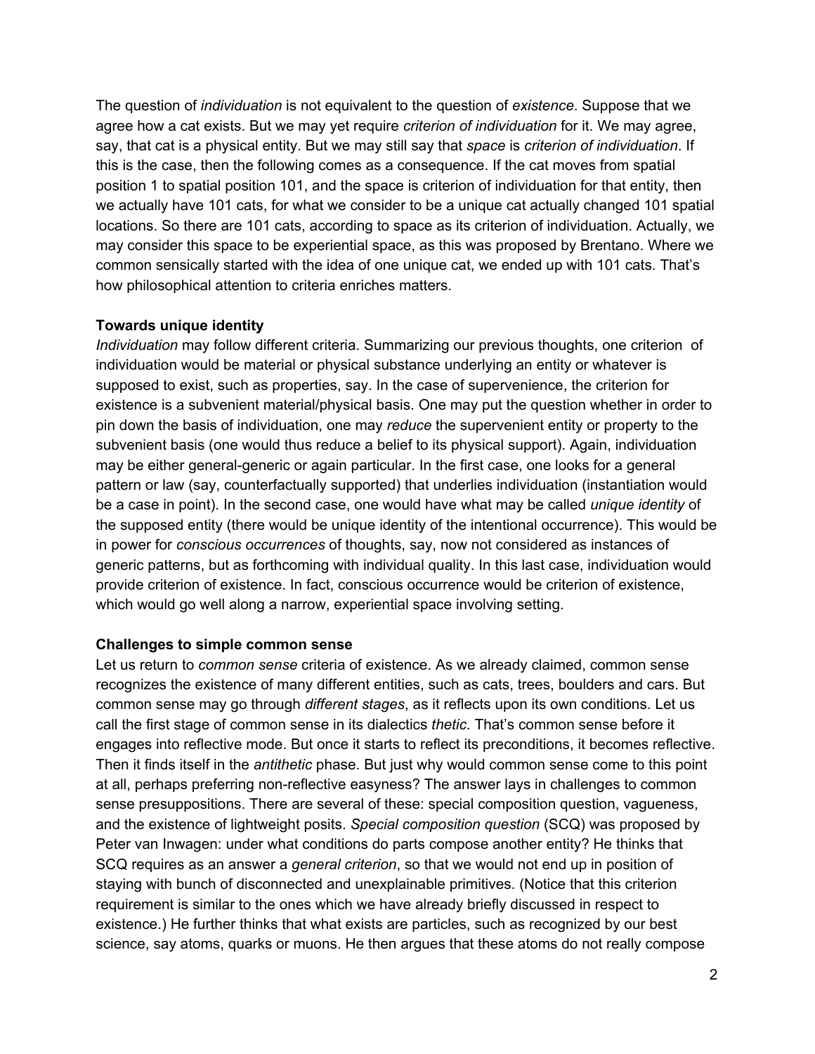The question of *individuation* is not equivalent to the question of *existence*. Suppose that we agree how a cat exists. But we may yet require *criterion of individuation* for it. We may agree, say, that cat is a physical entity. But we may still say that *space* is *criterion of individuation*. If this is the case, then the following comes as a consequence. If the cat moves from spatial position 1 to spatial position 101, and the space is criterion of individuation for that entity, then we actually have 101 cats, for what we consider to be a unique cat actually changed 101 spatial locations. So there are 101 cats, according to space as its criterion of individuation. Actually, we may consider this space to be experiential space, as this was proposed by Brentano. Where we common sensically started with the idea of one unique cat, we ended up with 101 cats. That's how philosophical attention to criteria enriches matters.

**Towards unique identity**

*Individuation* may follow different criteria. Summarizing our previous thoughts, one criterion of individuation would be material or physical substance underlying an entity or whatever is supposed to exist, such as properties, say. In the case of supervenience, the criterion for existence is a subvenient material/physical basis. One may put the question whether in order to pin down the basis of individuation, one may *reduce* the supervenient entity or property to the subvenient basis (one would thus reduce a belief to its physical support). Again, individuation may be either general-generic or again particular. In the first case, one looks for a general pattern or law (say, counterfactually supported) that underlies individuation (instantiation would be a case in point). In the second case, one would have what may be called *unique identity* of the supposed entity (there would be unique identity of the intentional occurrence). This would be in power for *conscious occurrences* of thoughts, say, now not considered as instances of generic patterns, but as forthcoming with individual quality. In this last case, individuation would provide criterion of existence. In fact, conscious occurrence would be criterion of existence, which would go well along a narrow, experiential space involving setting.

**Challenges to simple common sense**

Let us return to *common sense* criteria of existence. As we already claimed, common sense recognizes the existence of many different entities, such as cats, trees, boulders and cars. But common sense may go through *different stages*, as it reflects upon its own conditions. Let us call the first stage of common sense in its dialectics *thetic*. That's common sense before it engages into reflective mode. But once it starts to reflect its preconditions, it becomes reflective. Then it finds itself in the *antithetic* phase. But just why would common sense come to this point at all, perhaps preferring non-reflective easyness? The answer lays in challenges to common sense presuppositions. There are several of these: special composition question, vagueness, and the existence of lightweight posits. *Special composition question* (SCQ) was proposed by Peter van Inwagen: under what conditions do parts compose another entity? He thinks that SCQ requires as an answer a *general criterion*, so that we would not end up in position of staying with bunch of disconnected and unexplainable primitives. (Notice that this criterion requirement is similar to the ones which we have already briefly discussed in respect to existence.) He further thinks that what exists are particles, such as recognized by our best science, say atoms, quarks or muons. He then argues that these atoms do not really compose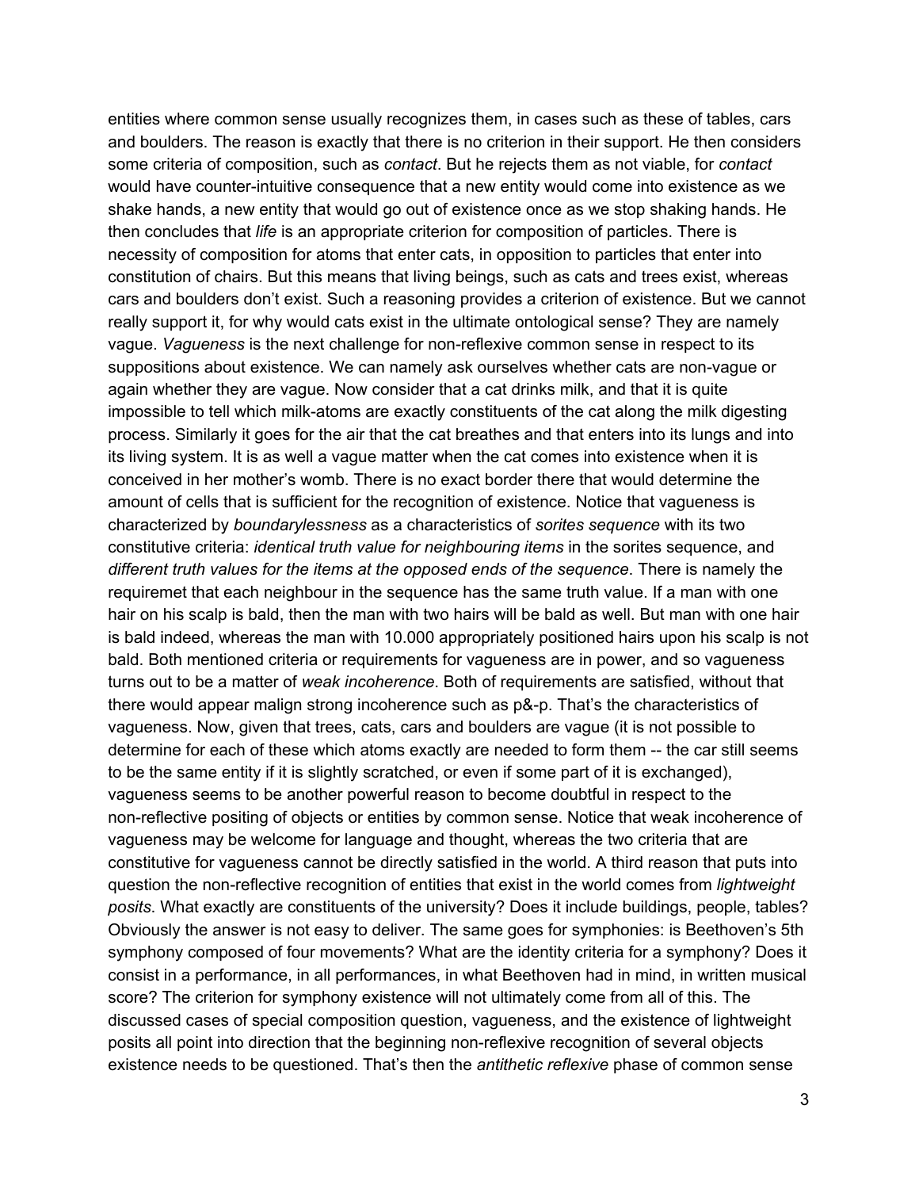entities where common sense usually recognizes them, in cases such as these of tables, cars and boulders. The reason is exactly that there is no criterion in their support. He then considers some criteria of composition, such as *contact*. But he rejects them as not viable, for *contact* would have counter-intuitive consequence that a new entity would come into existence as we shake hands, a new entity that would go out of existence once as we stop shaking hands. He then concludes that *life* is an appropriate criterion for composition of particles. There is necessity of composition for atoms that enter cats, in opposition to particles that enter into constitution of chairs. But this means that living beings, such as cats and trees exist, whereas cars and boulders don't exist. Such a reasoning provides a criterion of existence. But we cannot really support it, for why would cats exist in the ultimate ontological sense? They are namely vague. *Vagueness* is the next challenge for non-reflexive common sense in respect to its suppositions about existence. We can namely ask ourselves whether cats are non-vague or again whether they are vague. Now consider that a cat drinks milk, and that it is quite impossible to tell which milk-atoms are exactly constituents of the cat along the milk digesting process. Similarly it goes for the air that the cat breathes and that enters into its lungs and into its living system. It is as well a vague matter when the cat comes into existence when it is conceived in her mother's womb. There is no exact border there that would determine the amount of cells that is sufficient for the recognition of existence. Notice that vagueness is characterized by *boundarylessness* as a characteristics of *sorites sequence* with its two constitutive criteria: *identical truth value for neighbouring items* in the sorites sequence, and *different truth values for the items at the opposed ends of the sequence*. There is namely the requiremet that each neighbour in the sequence has the same truth value. If a man with one hair on his scalp is bald, then the man with two hairs will be bald as well. But man with one hair is bald indeed, whereas the man with 10.000 appropriately positioned hairs upon his scalp is not bald. Both mentioned criteria or requirements for vagueness are in power, and so vagueness turns out to be a matter of *weak incoherence*. Both of requirements are satisfied, without that there would appear malign strong incoherence such as p&-p. That's the characteristics of vagueness. Now, given that trees, cats, cars and boulders are vague (it is not possible to determine for each of these which atoms exactly are needed to form them -- the car still seems to be the same entity if it is slightly scratched, or even if some part of it is exchanged), vagueness seems to be another powerful reason to become doubtful in respect to the non-reflective positing of objects or entities by common sense. Notice that weak incoherence of vagueness may be welcome for language and thought, whereas the two criteria that are constitutive for vagueness cannot be directly satisfied in the world. A third reason that puts into question the non-reflective recognition of entities that exist in the world comes from *lightweight posits*. What exactly are constituents of the university? Does it include buildings, people, tables? Obviously the answer is not easy to deliver. The same goes for symphonies: is Beethoven's 5th symphony composed of four movements? What are the identity criteria for a symphony? Does it consist in a performance, in all performances, in what Beethoven had in mind, in written musical score? The criterion for symphony existence will not ultimately come from all of this. The discussed cases of special composition question, vagueness, and the existence of lightweight posits all point into direction that the beginning non-reflexive recognition of several objects existence needs to be questioned. That's then the *antithetic reflexive* phase of common sense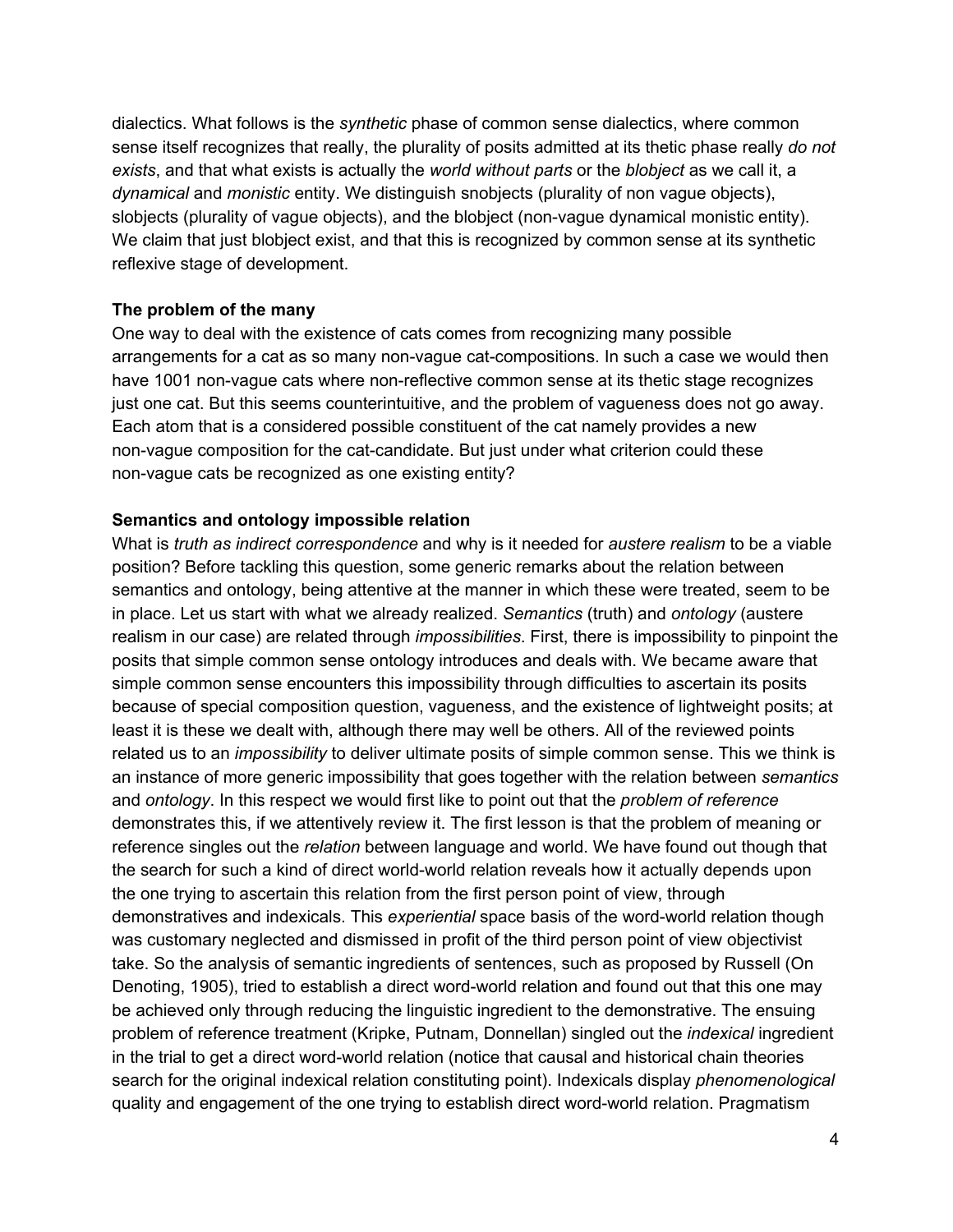dialectics. What follows is the *synthetic* phase of common sense dialectics, where common sense itself recognizes that really, the plurality of posits admitted at its thetic phase really *do not exists*, and that what exists is actually the *world without parts* or the *blobject* as we call it, a *dynamical* and *monistic* entity. We distinguish snobjects (plurality of non vague objects), slobjects (plurality of vague objects), and the blobject (non-vague dynamical monistic entity). We claim that just blobject exist, and that this is recognized by common sense at its synthetic reflexive stage of development.

**The problem of the many**

One way to deal with the existence of cats comes from recognizing many possible arrangements for a cat as so many non-vague cat-compositions. In such a case we would then have 1001 non-vague cats where non-reflective common sense at its thetic stage recognizes just one cat. But this seems counterintuitive, and the problem of vagueness does not go away. Each atom that is a considered possible constituent of the cat namely provides a new non-vague composition for the cat-candidate. But just under what criterion could these non-vague cats be recognized as one existing entity?

**Semantics and ontology impossible relation**

What is *truth as indirect correspondence* and why is it needed for *austere realism* to be a viable position? Before tackling this question, some generic remarks about the relation between semantics and ontology, being attentive at the manner in which these were treated, seem to be in place. Let us start with what we already realized. *Semantics* (truth) and *ontology* (austere realism in our case) are related through *impossibilities*. First, there is impossibility to pinpoint the posits that simple common sense ontology introduces and deals with. We became aware that simple common sense encounters this impossibility through difficulties to ascertain its posits because of special composition question, vagueness, and the existence of lightweight posits; at least it is these we dealt with, although there may well be others. All of the reviewed points related us to an *impossibility* to deliver ultimate posits of simple common sense. This we think is an instance of more generic impossibility that goes together with the relation between *semantics* and *ontology*. In this respect we would first like to point out that the *problem of reference* demonstrates this, if we attentively review it. The first lesson is that the problem of meaning or reference singles out the *relation* between language and world. We have found out though that the search for such a kind of direct world-world relation reveals how it actually depends upon the one trying to ascertain this relation from the first person point of view, through demonstratives and indexicals. This *experiential* space basis of the word-world relation though was customary neglected and dismissed in profit of the third person point of view objectivist take. So the analysis of semantic ingredients of sentences, such as proposed by Russell (On Denoting, 1905), tried to establish a direct word-world relation and found out that this one may be achieved only through reducing the linguistic ingredient to the demonstrative. The ensuing problem of reference treatment (Kripke, Putnam, Donnellan) singled out the *indexical* ingredient in the trial to get a direct word-world relation (notice that causal and historical chain theories search for the original indexical relation constituting point). Indexicals display *phenomenological* quality and engagement of the one trying to establish direct word-world relation. Pragmatism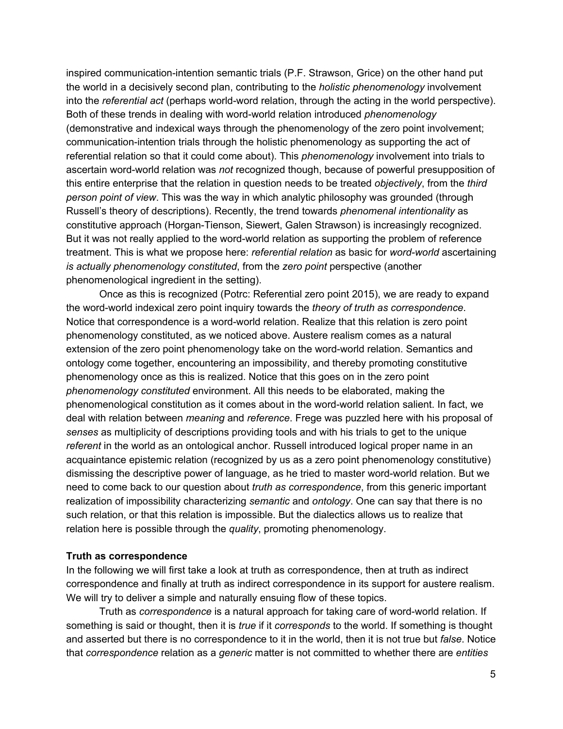inspired communication-intention semantic trials (P.F. Strawson, Grice) on the other hand put the world in a decisively second plan, contributing to the *holistic phenomenology* involvement into the *referential act* (perhaps world-word relation, through the acting in the world perspective). Both of these trends in dealing with word-world relation introduced *phenomenology* (demonstrative and indexical ways through the phenomenology of the zero point involvement; communication-intention trials through the holistic phenomenology as supporting the act of referential relation so that it could come about). This *phenomenology* involvement into trials to ascertain word-world relation was *not* recognized though, because of powerful presupposition of this entire enterprise that the relation in question needs to be treated *objectively*, from the *third person point of view*. This was the way in which analytic philosophy was grounded (through Russell's theory of descriptions). Recently, the trend towards *phenomenal intentionality* as constitutive approach (Horgan-Tienson, Siewert, Galen Strawson) is increasingly recognized. But it was not really applied to the word-world relation as supporting the problem of reference treatment. This is what we propose here: *referential relation* as basic for *word-world* ascertaining *is actually phenomenology constituted*, from the *zero point* perspective (another phenomenological ingredient in the setting).

Once as this is recognized (Potrc: Referential zero point 2015), we are ready to expand the word-world indexical zero point inquiry towards the *theory of truth as correspondence*. Notice that correspondence is a word-world relation. Realize that this relation is zero point phenomenology constituted, as we noticed above. Austere realism comes as a natural extension of the zero point phenomenology take on the word-world relation. Semantics and ontology come together, encountering an impossibility, and thereby promoting constitutive phenomenology once as this is realized. Notice that this goes on in the zero point *phenomenology constituted* environment. All this needs to be elaborated, making the phenomenological constitution as it comes about in the word-world relation salient. In fact, we deal with relation between *meaning* and *reference*. Frege was puzzled here with his proposal of *senses* as multiplicity of descriptions providing tools and with his trials to get to the unique *referent* in the world as an ontological anchor. Russell introduced logical proper name in an acquaintance epistemic relation (recognized by us as a zero point phenomenology constitutive) dismissing the descriptive power of language, as he tried to master word-world relation. But we need to come back to our question about *truth as correspondence*, from this generic important realization of impossibility characterizing *semantic* and *ontology*. One can say that there is no such relation, or that this relation is impossible. But the dialectics allows us to realize that relation here is possible through the *quality*, promoting phenomenology.

**Truth as correspondence**

In the following we will first take a look at truth as correspondence, then at truth as indirect correspondence and finally at truth as indirect correspondence in its support for austere realism. We will try to deliver a simple and naturally ensuing flow of these topics.

Truth as *correspondence* is a natural approach for taking care of word-world relation. If something is said or thought, then it is *true* if it *corresponds* to the world. If something is thought and asserted but there is no correspondence to it in the world, then it is not true but *false*. Notice that *correspondence* relation as a *generic* matter is not committed to whether there are *entities*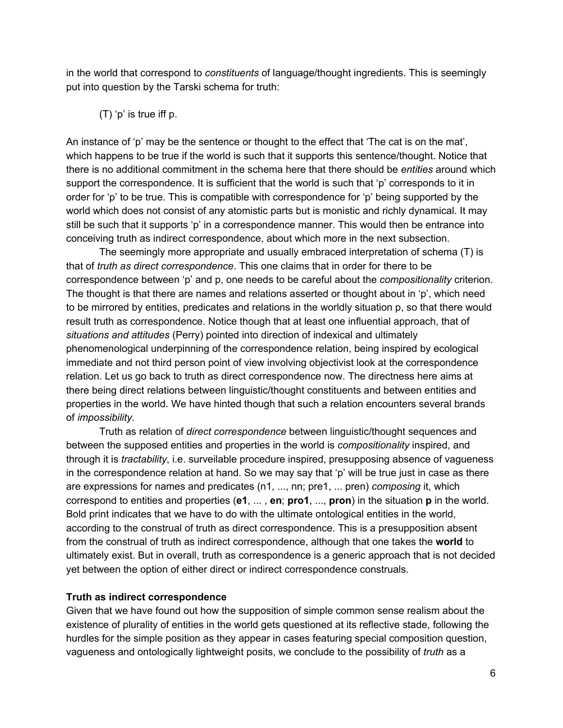in the world that correspond to *constituents* of language/thought ingredients. This is seemingly put into question by the Tarski schema for truth:

(T) 'p' is true iff p.

An instance of 'p' may be the sentence or thought to the effect that 'The cat is on the mat', which happens to be true if the world is such that it supports this sentence/thought. Notice that there is no additional commitment in the schema here that there should be *entities* around which support the correspondence. It is sufficient that the world is such that 'p' corresponds to it in order for 'p' to be true. This is compatible with correspondence for 'p' being supported by the world which does not consist of any atomistic parts but is monistic and richly dynamical. It may still be such that it supports 'p' in a correspondence manner. This would then be entrance into conceiving truth as indirect correspondence, about which more in the next subsection.

The seemingly more appropriate and usually embraced interpretation of schema (T) is that of *truth as direct correspondence*. This one claims that in order for there to be correspondence between 'p' and p, one needs to be careful about the *compositionality* criterion. The thought is that there are names and relations asserted or thought about in 'p', which need to be mirrored by entities, predicates and relations in the worldly situation p, so that there would result truth as correspondence. Notice though that at least one influential approach, that of *situations and attitudes* (Perry) pointed into direction of indexical and ultimately phenomenological underpinning of the correspondence relation, being inspired by ecological immediate and not third person point of view involving objectivist look at the correspondence relation. Let us go back to truth as direct correspondence now. The directness here aims at there being direct relations between linguistic/thought constituents and between entities and properties in the world. We have hinted though that such a relation encounters several brands of *impossibility*.

Truth as relation of *direct correspondence* between linguistic/thought sequences and between the supposed entities and properties in the world is *compositionality* inspired, and through it is *tractability*, i.e. surveilable procedure inspired, presupposing absence of vagueness in the correspondence relation at hand. So we may say that 'p' will be true just in case as there are expressions for names and predicates (n1, ..., nn; pre1, ... pren) *composing* it, which correspond to entities and properties (**e1**, ... , **en**; **pro1**, ..., **pron**) in the situation **p** in the world. Bold print indicates that we have to do with the ultimate ontological entities in the world, according to the construal of truth as direct correspondence. This is a presupposition absent from the construal of truth as indirect correspondence, although that one takes the **world** to ultimately exist. But in overall, truth as correspondence is a generic approach that is not decided yet between the option of either direct or indirect correspondence construals.

### Truth as indirect correspondence

Given that we have found out how the supposition of simple common sense realism about the existence of plurality of entities in the world gets questioned at its reflective stade, following the hurdles for the simple position as they appear in cases featuring special composition question, vagueness and ontologically lightweight posits, we conclude to the possibility of *truth* as a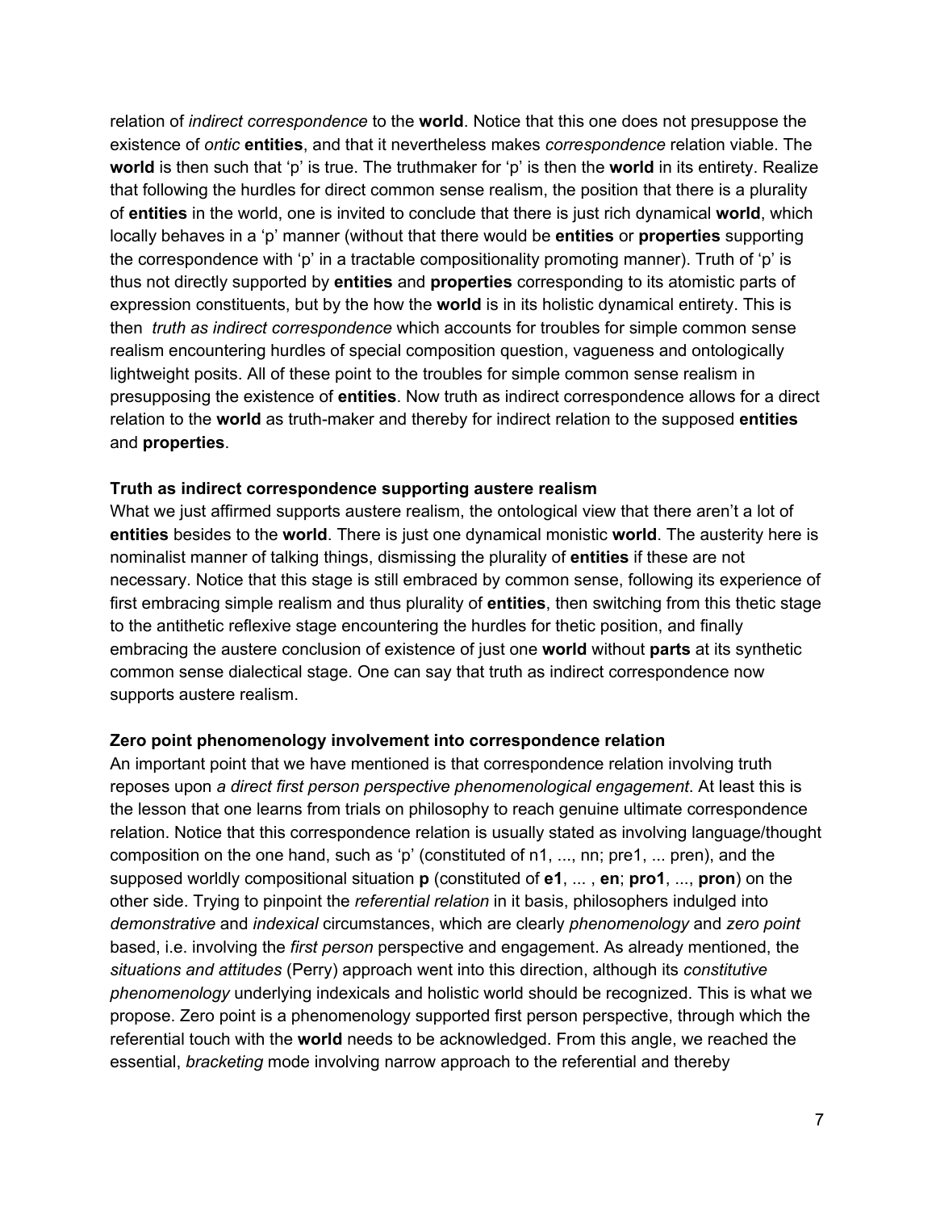relation of *indirect correspondence* to the **world**. Notice that this one does not presuppose the existence of *ontic* **entities**, and that it nevertheless makes *correspondence* relation viable. The **world** is then such that 'p' is true. The truthmaker for 'p' is then the **world** in its entirety. Realize that following the hurdles for direct common sense realism, the position that there is a plurality of **entities** in the world, one is invited to conclude that there is just rich dynamical **world**, which locally behaves in a 'p' manner (without that there would be **entities** or **properties** supporting the correspondence with 'p' in a tractable compositionality promoting manner). Truth of 'p' is thus not directly supported by **entities** and **properties** corresponding to its atomistic parts of expression constituents, but by the how the **world** is in its holistic dynamical entirety. This is then *truth as indirect correspondence* which accounts for troubles for simple common sense realism encountering hurdles of special composition question, vagueness and ontologically lightweight posits. All of these point to the troubles for simple common sense realism in presupposing the existence of **entities**. Now truth as indirect correspondence allows for a direct relation to the **world** as truth-maker and thereby for indirect relation to the supposed **entities** and **properties**.

**Truth as indirect correspondence supporting austere realism**

What we just affirmed supports austere realism, the ontological view that there aren't a lot of **entities** besides to the **world**. There is just one dynamical monistic **world**. The austerity here is nominalist manner of talking things, dismissing the plurality of **entities** if these are not necessary. Notice that this stage is still embraced by common sense, following its experience of first embracing simple realism and thus plurality of **entities**, then switching from this thetic stage to the antithetic reflexive stage encountering the hurdles for thetic position, and finally embracing the austere conclusion of existence of just one **world** without **parts** at its synthetic common sense dialectical stage. One can say that truth as indirect correspondence now supports austere realism.

**Zero point phenomenology involvement into correspondence relation**

An important point that we have mentioned is that correspondence relation involving truth reposes upon *a direct first person perspective phenomenological engagement*. At least this is the lesson that one learns from trials on philosophy to reach genuine ultimate correspondence relation. Notice that this correspondence relation is usually stated as involving language/thought composition on the one hand, such as 'p' (constituted of n1, ..., nn; pre1, ... pren), and the supposed worldly compositional situation **p** (constituted of **e1**, ... , **en**; **pro1**, ..., **pron**) on the other side. Trying to pinpoint the *referential relation* in it basis, philosophers indulged into *demonstrative* and *indexical* circumstances, which are clearly *phenomenology* and *zero point* based, i.e. involving the *first person* perspective and engagement. As already mentioned, the *situations and attitudes* (Perry) approach went into this direction, although its *constitutive phenomenology* underlying indexicals and holistic world should be recognized. This is what we propose. Zero point is a phenomenology supported first person perspective, through which the referential touch with the **world** needs to be acknowledged. From this angle, we reached the essential, *bracketing* mode involving narrow approach to the referential and thereby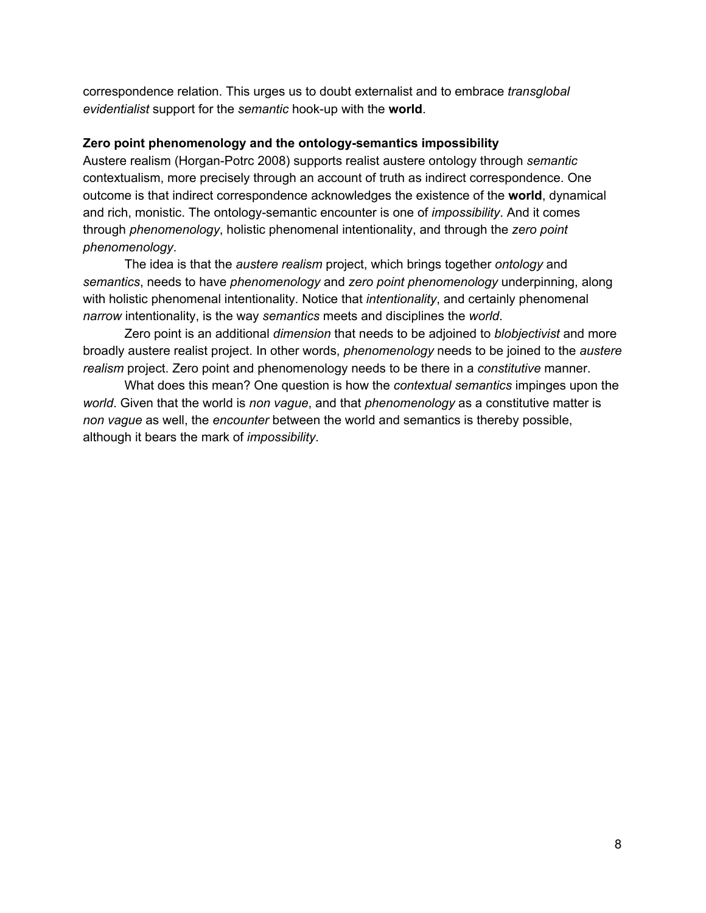correspondence relation. This urges us to doubt externalist and to embrace *transglobal evidentialist* support for the *semantic* hook-up with the **world**.

**Zero point phenomenology and the ontology-semantics impossibility**

Austere realism (Horgan-Potrc 2008) supports realist austere ontology through *semantic* contextualism, more precisely through an account of truth as indirect correspondence. One outcome is that indirect correspondence acknowledges the existence of the **world**, dynamical and rich, monistic. The ontology-semantic encounter is one of *impossibility*. And it comes through *phenomenology*, holistic phenomenal intentionality, and through the *zero point phenomenology*.

The idea is that the *austere realism* project, which brings together *ontology* and *semantics*, needs to have *phenomenology* and *zero point phenomenology* underpinning, along with holistic phenomenal intentionality. Notice that *intentionality*, and certainly phenomenal *narrow* intentionality, is the way *semantics* meets and disciplines the *world*.

Zero point is an additional *dimension* that needs to be adjoined to *blobjectivist* and more broadly austere realist project. In other words, *phenomenology* needs to be joined to the *austere realism* project. Zero point and phenomenology needs to be there in a *constitutive* manner.

What does this mean? One question is how the *contextual semantics* impinges upon the *world*. Given that the world is *non vague*, and that *phenomenology* as a constitutive matter is *non vague* as well, the *encounter* between the world and semantics is thereby possible, although it bears the mark of *impossibility*.